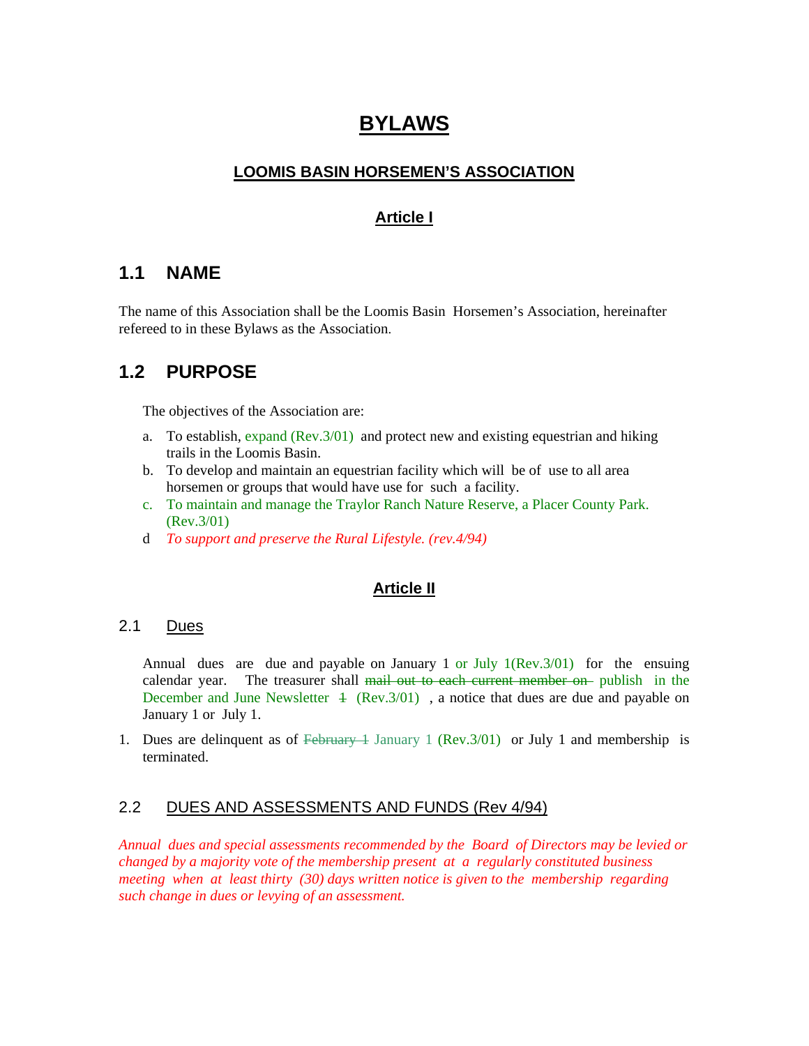# BYLAWS

## LOOMIS BASIN HORSEMEN'S ASSOCIATION

### Article I

## 1.1 NAME

The name of this Association shall be the Loomis Basin Horsemen's Association, hereinafter refereed to in these Bylaws as the Association.

## 1.2 PURPOSE

The objectives of the Association are:

a. To establish, expand (Rev.3/01) and protect new and existing equestrian and hiking trails in the Loomis Basin.
b. To develop and maintain an equestrian facility which will be of use to all area horsemen or groups that would have use for such a facility.
c. To maintain and manage the Traylor Ranch Nature Reserve, a Placer County Park. (Rev.3/01)
d *To support and preserve the Rural Lifestyle. (rev.4/94)*

### Article II

### 2.1 Dues

Annual dues are due and payable on January 1 or July 1(Rev.3/01) for the ensuing calendar year. The treasurer shall ~~mail out to each current member on~~ publish in the December and June Newsletter ~~1~~ (Rev.3/01) , a notice that dues are due and payable on January 1 or July 1.

1. Dues are delinquent as of ~~February 1~~ January 1 (Rev.3/01) or July 1 and membership is terminated.

### 2.2 DUES AND ASSESSMENTS AND FUNDS (Rev 4/94)

*Annual dues and special assessments recommended by the Board of Directors may be levied or changed by a majority vote of the membership present at a regularly constituted business meeting when at least thirty (30) days written notice is given to the membership regarding such change in dues or levying of an assessment.*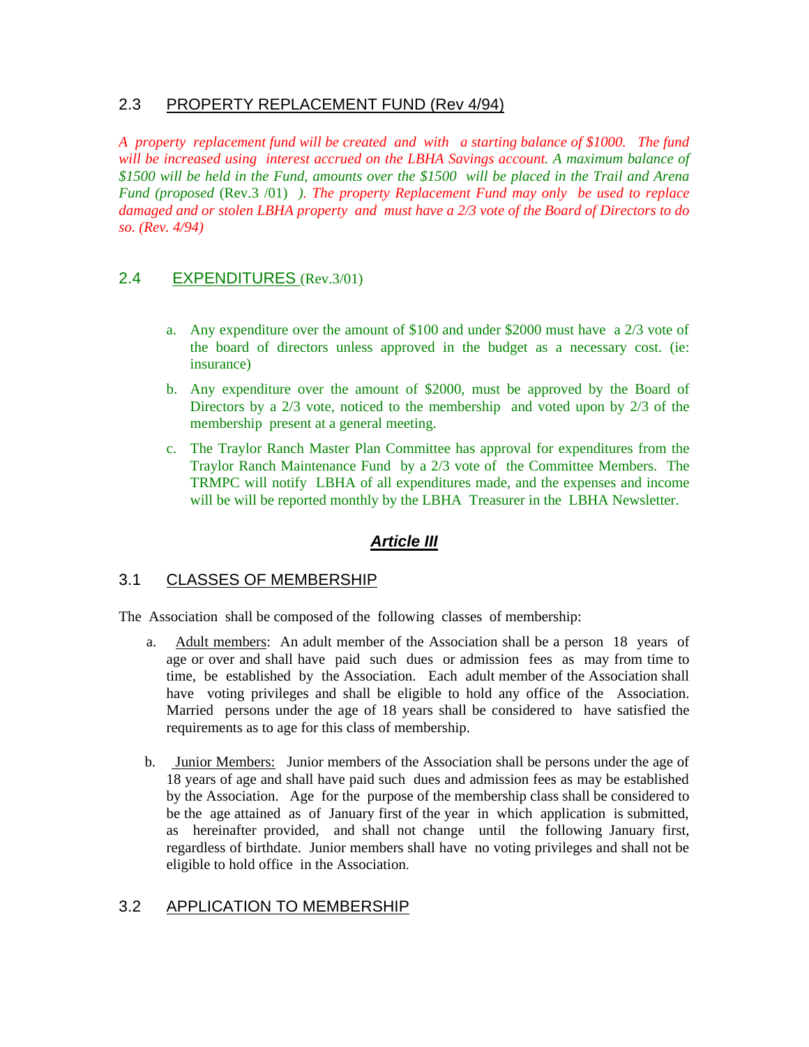## 2.3 PROPERTY REPLACEMENT FUND (Rev 4/94)

*A property replacement fund will be created and with a starting balance of $1000. The fund will be increased using interest accrued on the LBHA Savings account. A maximum balance of $1500 will be held in the Fund, amounts over the $1500 will be placed in the Trail and Arena Fund (proposed* (Rev.3 /01) *). The property Replacement Fund may only be used to replace damaged and or stolen LBHA property and must have a 2/3 vote of the Board of Directors to do so. (Rev. 4/94)*

## 2.4 EXPENDITURES (Rev.3/01)

a. Any expenditure over the amount of $100 and under $2000 must have a 2/3 vote of the board of directors unless approved in the budget as a necessary cost. (ie: insurance)

b. Any expenditure over the amount of $2000, must be approved by the Board of Directors by a 2/3 vote, noticed to the membership and voted upon by 2/3 of the membership present at a general meeting.

c. The Traylor Ranch Master Plan Committee has approval for expenditures from the Traylor Ranch Maintenance Fund by a 2/3 vote of the Committee Members. The TRMPC will notify LBHA of all expenditures made, and the expenses and income will be will be reported monthly by the LBHA Treasurer in the LBHA Newsletter.

# *Article III*

## 3.1 CLASSES OF MEMBERSHIP

The Association shall be composed of the following classes of membership:

a. Adult members: An adult member of the Association shall be a person 18 years of age or over and shall have paid such dues or admission fees as may from time to time, be established by the Association. Each adult member of the Association shall have voting privileges and shall be eligible to hold any office of the Association. Married persons under the age of 18 years shall be considered to have satisfied the requirements as to age for this class of membership.

b. Junior Members: Junior members of the Association shall be persons under the age of 18 years of age and shall have paid such dues and admission fees as may be established by the Association. Age for the purpose of the membership class shall be considered to be the age attained as of January first of the year in which application is submitted, as hereinafter provided, and shall not change until the following January first, regardless of birthdate. Junior members shall have no voting privileges and shall not be eligible to hold office in the Association.

## 3.2 APPLICATION TO MEMBERSHIP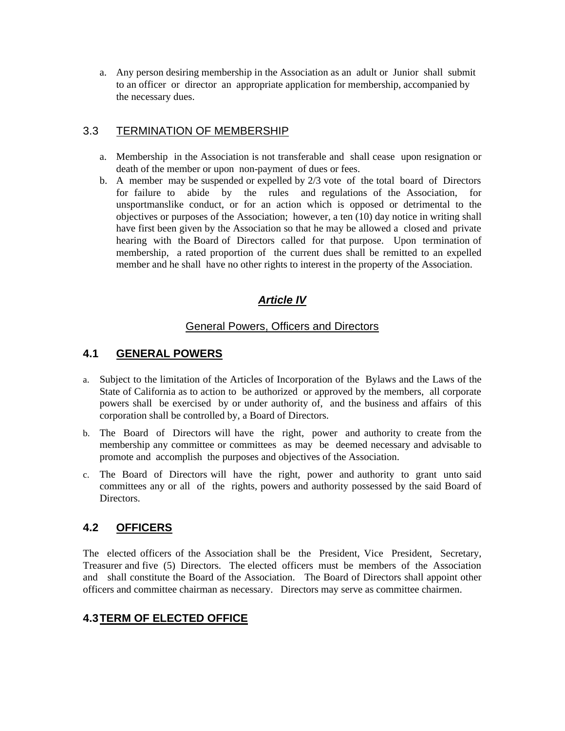a. Any person desiring membership in the Association as an adult or Junior shall submit to an officer or director an appropriate application for membership, accompanied by the necessary dues.

### 3.3 TERMINATION OF MEMBERSHIP

a. Membership in the Association is not transferable and shall cease upon resignation or death of the member or upon non-payment of dues or fees.
b. A member may be suspended or expelled by 2/3 vote of the total board of Directors for failure to abide by the rules and regulations of the Association, for unsportsmanlike conduct, or for an action which is opposed or detrimental to the objectives or purposes of the Association; however, a ten (10) day notice in writing shall have first been given by the Association so that he may be allowed a closed and private hearing with the Board of Directors called for that purpose. Upon termination of membership, a rated proportion of the current dues shall be remitted to an expelled member and he shall have no other rights to interest in the property of the Association.

## *Article IV*

## General Powers, Officers and Directors

### 4.1 GENERAL POWERS

a. Subject to the limitation of the Articles of Incorporation of the Bylaws and the Laws of the State of California as to action to be authorized or approved by the members, all corporate powers shall be exercised by or under authority of, and the business and affairs of this corporation shall be controlled by, a Board of Directors.
b. The Board of Directors will have the right, power and authority to create from the membership any committee or committees as may be deemed necessary and advisable to promote and accomplish the purposes and objectives of the Association.
c. The Board of Directors will have the right, power and authority to grant unto said committees any or all of the rights, powers and authority possessed by the said Board of Directors.

### 4.2 OFFICERS

The elected officers of the Association shall be the President, Vice President, Secretary, Treasurer and five (5) Directors. The elected officers must be members of the Association and shall constitute the Board of the Association. The Board of Directors shall appoint other officers and committee chairman as necessary. Directors may serve as committee chairmen.

### 4.3 TERM OF ELECTED OFFICE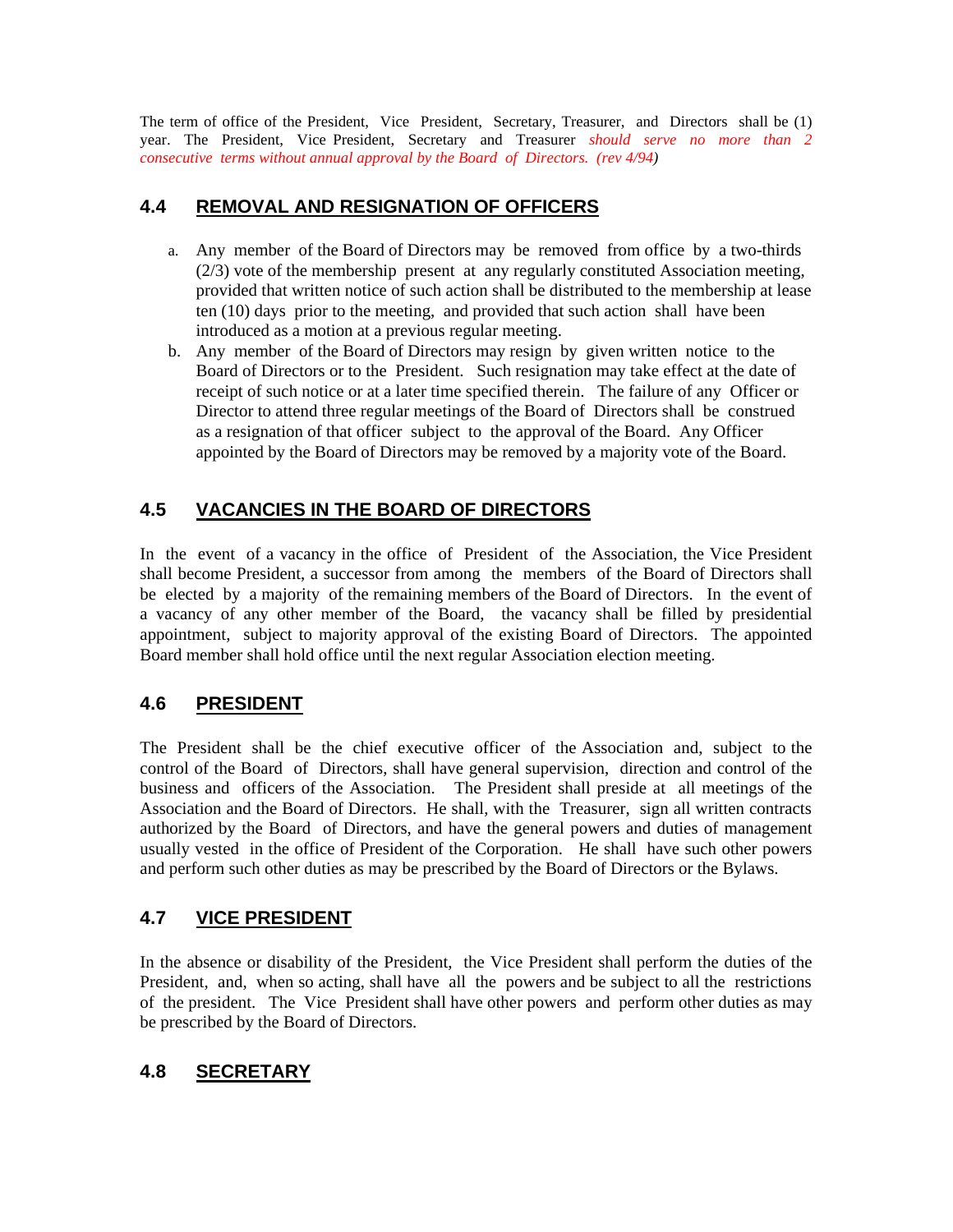The term of office of the President, Vice President, Secretary, Treasurer, and Directors shall be (1) year. The President, Vice President, Secretary and Treasurer *should serve no more than 2 consecutive terms without annual approval by the Board of Directors. (rev 4/94)*

## 4.4 REMOVAL AND RESIGNATION OF OFFICERS

a. Any member of the Board of Directors may be removed from office by a two-thirds (2/3) vote of the membership present at any regularly constituted Association meeting, provided that written notice of such action shall be distributed to the membership at lease ten (10) days prior to the meeting, and provided that such action shall have been introduced as a motion at a previous regular meeting.

b. Any member of the Board of Directors may resign by given written notice to the Board of Directors or to the President. Such resignation may take effect at the date of receipt of such notice or at a later time specified therein. The failure of any Officer or Director to attend three regular meetings of the Board of Directors shall be construed as a resignation of that officer subject to the approval of the Board. Any Officer appointed by the Board of Directors may be removed by a majority vote of the Board.

## 4.5 VACANCIES IN THE BOARD OF DIRECTORS

In the event of a vacancy in the office of President of the Association, the Vice President shall become President, a successor from among the members of the Board of Directors shall be elected by a majority of the remaining members of the Board of Directors. In the event of a vacancy of any other member of the Board, the vacancy shall be filled by presidential appointment, subject to majority approval of the existing Board of Directors. The appointed Board member shall hold office until the next regular Association election meeting.

## 4.6 PRESIDENT

The President shall be the chief executive officer of the Association and, subject to the control of the Board of Directors, shall have general supervision, direction and control of the business and officers of the Association. The President shall preside at all meetings of the Association and the Board of Directors. He shall, with the Treasurer, sign all written contracts authorized by the Board of Directors, and have the general powers and duties of management usually vested in the office of President of the Corporation. He shall have such other powers and perform such other duties as may be prescribed by the Board of Directors or the Bylaws.

## 4.7 VICE PRESIDENT

In the absence or disability of the President, the Vice President shall perform the duties of the President, and, when so acting, shall have all the powers and be subject to all the restrictions of the president. The Vice President shall have other powers and perform other duties as may be prescribed by the Board of Directors.

## 4.8 SECRETARY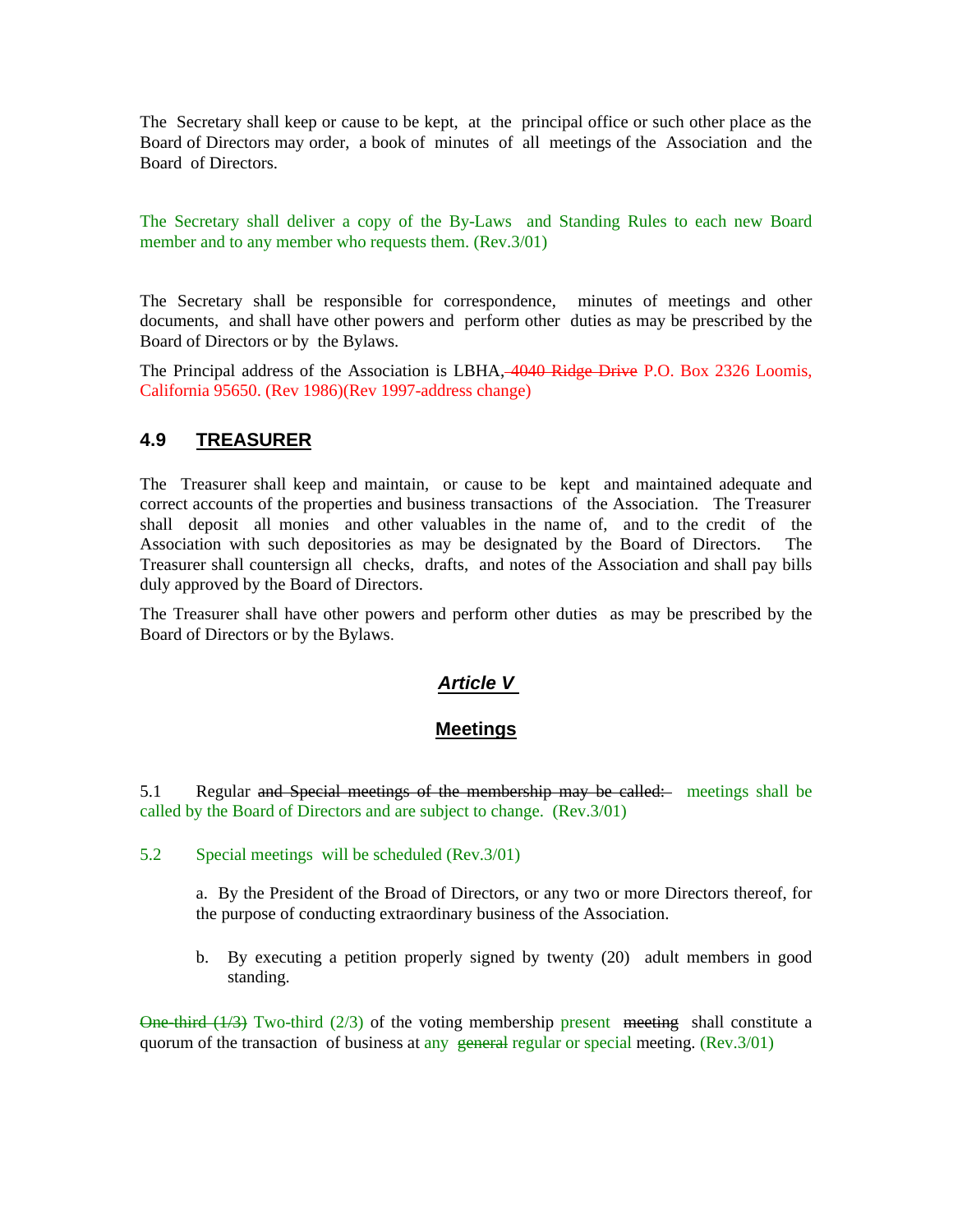The Secretary shall keep or cause to be kept, at the principal office or such other place as the Board of Directors may order, a book of minutes of all meetings of the Association and the Board of Directors.

The Secretary shall deliver a copy of the By-Laws and Standing Rules to each new Board member and to any member who requests them. (Rev.3/01)

The Secretary shall be responsible for correspondence, minutes of meetings and other documents, and shall have other powers and perform other duties as may be prescribed by the Board of Directors or by the Bylaws.

The Principal address of the Association is LBHA, ~~4040 Ridge Drive~~ P.O. Box 2326 Loomis, California 95650. (Rev 1986)(Rev 1997-address change)

### 4.9 TREASURER

The Treasurer shall keep and maintain, or cause to be kept and maintained adequate and correct accounts of the properties and business transactions of the Association. The Treasurer shall deposit all monies and other valuables in the name of, and to the credit of the Association with such depositories as may be designated by the Board of Directors. The Treasurer shall countersign all checks, drafts, and notes of the Association and shall pay bills duly approved by the Board of Directors.

The Treasurer shall have other powers and perform other duties as may be prescribed by the Board of Directors or by the Bylaws.

## *Article V*

## Meetings

5.1 Regular ~~and Special meetings of the membership may be called:~~ meetings shall be called by the Board of Directors and are subject to change. (Rev.3/01)

5.2 Special meetings will be scheduled (Rev.3/01)

a. By the President of the Broad of Directors, or any two or more Directors thereof, for the purpose of conducting extraordinary business of the Association.

b. By executing a petition properly signed by twenty (20) adult members in good standing.

~~One-third (1/3)~~ Two-third (2/3) of the voting membership present ~~meeting~~ shall constitute a quorum of the transaction of business at any ~~general~~ regular or special meeting. (Rev.3/01)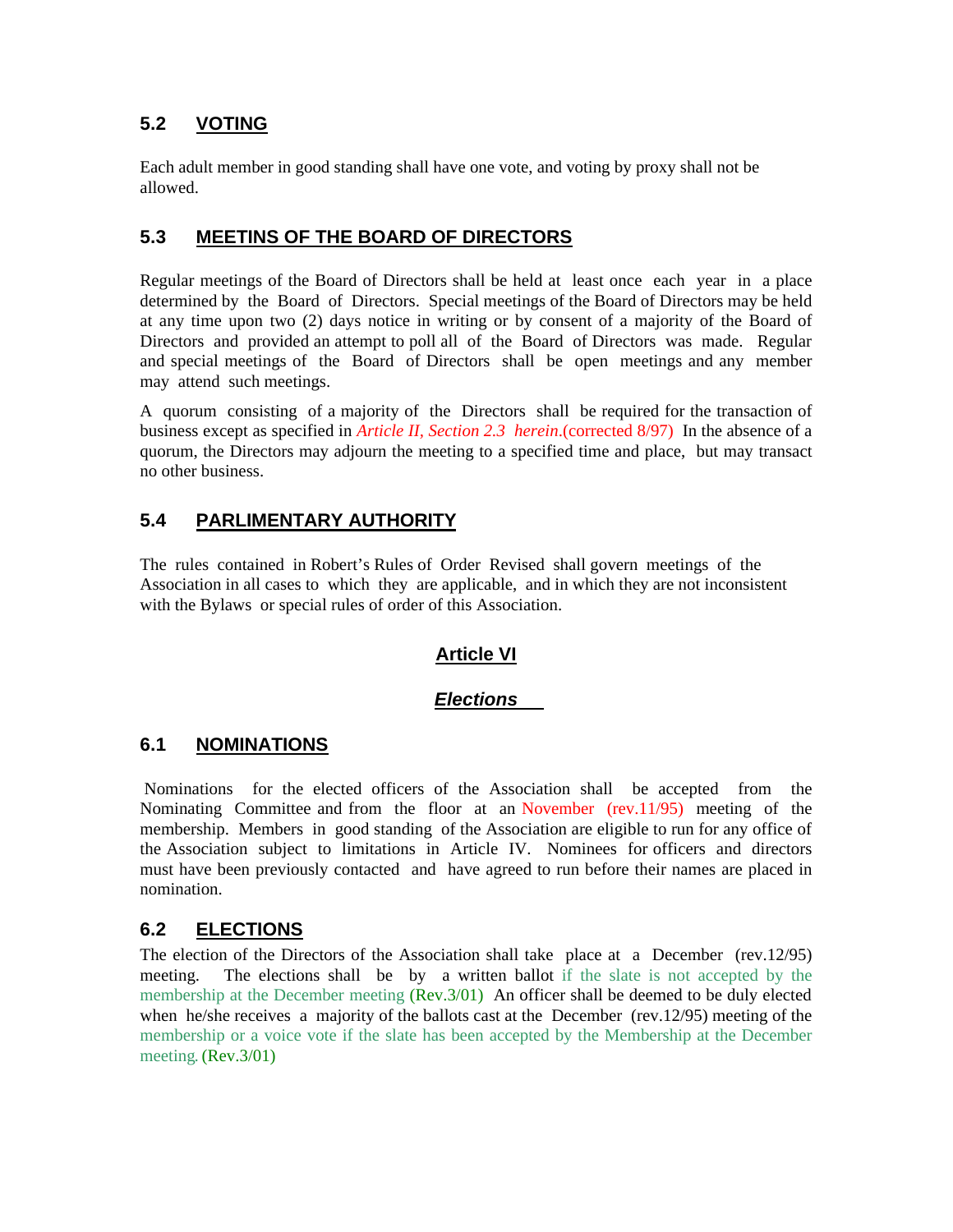## 5.2 VOTING

Each adult member in good standing shall have one vote, and voting by proxy shall not be allowed.

## 5.3 MEETINS OF THE BOARD OF DIRECTORS

Regular meetings of the Board of Directors shall be held at least once each year in a place determined by the Board of Directors. Special meetings of the Board of Directors may be held at any time upon two (2) days notice in writing or by consent of a majority of the Board of Directors and provided an attempt to poll all of the Board of Directors was made. Regular and special meetings of the Board of Directors shall be open meetings and any member may attend such meetings.

A quorum consisting of a majority of the Directors shall be required for the transaction of business except as specified in *Article II, Section 2.3 herein*.(corrected 8/97) In the absence of a quorum, the Directors may adjourn the meeting to a specified time and place, but may transact no other business.

## 5.4 PARLIMENTARY AUTHORITY

The rules contained in Robert's Rules of Order Revised shall govern meetings of the Association in all cases to which they are applicable, and in which they are not inconsistent with the Bylaws or special rules of order of this Association.

# Article VI

## *Elections*

## 6.1 NOMINATIONS

Nominations for the elected officers of the Association shall be accepted from the Nominating Committee and from the floor at an November (rev.11/95) meeting of the membership. Members in good standing of the Association are eligible to run for any office of the Association subject to limitations in Article IV. Nominees for officers and directors must have been previously contacted and have agreed to run before their names are placed in nomination.

## 6.2 ELECTIONS

The election of the Directors of the Association shall take place at a December (rev.12/95) meeting. The elections shall be by a written ballot if the slate is not accepted by the membership at the December meeting (Rev.3/01) An officer shall be deemed to be duly elected when he/she receives a majority of the ballots cast at the December (rev.12/95) meeting of the membership or a voice vote if the slate has been accepted by the Membership at the December meeting. (Rev.3/01)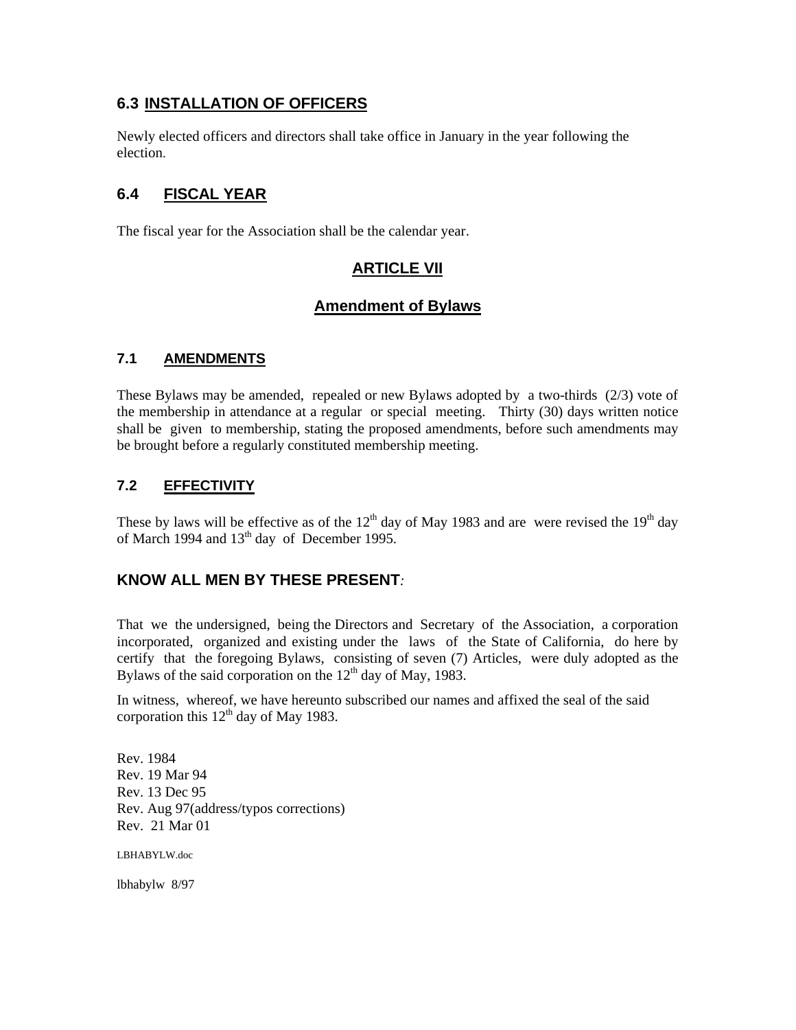### 6.3 INSTALLATION OF OFFICERS

Newly elected officers and directors shall take office in January in the year following the election.

### 6.4 FISCAL YEAR

The fiscal year for the Association shall be the calendar year.

## ARTICLE VII

## Amendment of Bylaws

### 7.1 AMENDMENTS

These Bylaws may be amended, repealed or new Bylaws adopted by a two-thirds (2/3) vote of the membership in attendance at a regular or special meeting. Thirty (30) days written notice shall be given to membership, stating the proposed amendments, before such amendments may be brought before a regularly constituted membership meeting.

### 7.2 EFFECTIVITY

These by laws will be effective as of the 12th day of May 1983 and are were revised the 19th day of March 1994 and 13th day of December 1995.

### KNOW ALL MEN BY THESE PRESENT:

That we the undersigned, being the Directors and Secretary of the Association, a corporation incorporated, organized and existing under the laws of the State of California, do here by certify that the foregoing Bylaws, consisting of seven (7) Articles, were duly adopted as the Bylaws of the said corporation on the 12th day of May, 1983.

In witness, whereof, we have hereunto subscribed our names and affixed the seal of the said corporation this 12th day of May 1983.

Rev. 1984
Rev. 19 Mar 94
Rev. 13 Dec 95
Rev. Aug 97(address/typos corrections)
Rev. 21 Mar 01

LBHABYLW.doc

lbhabylw 8/97